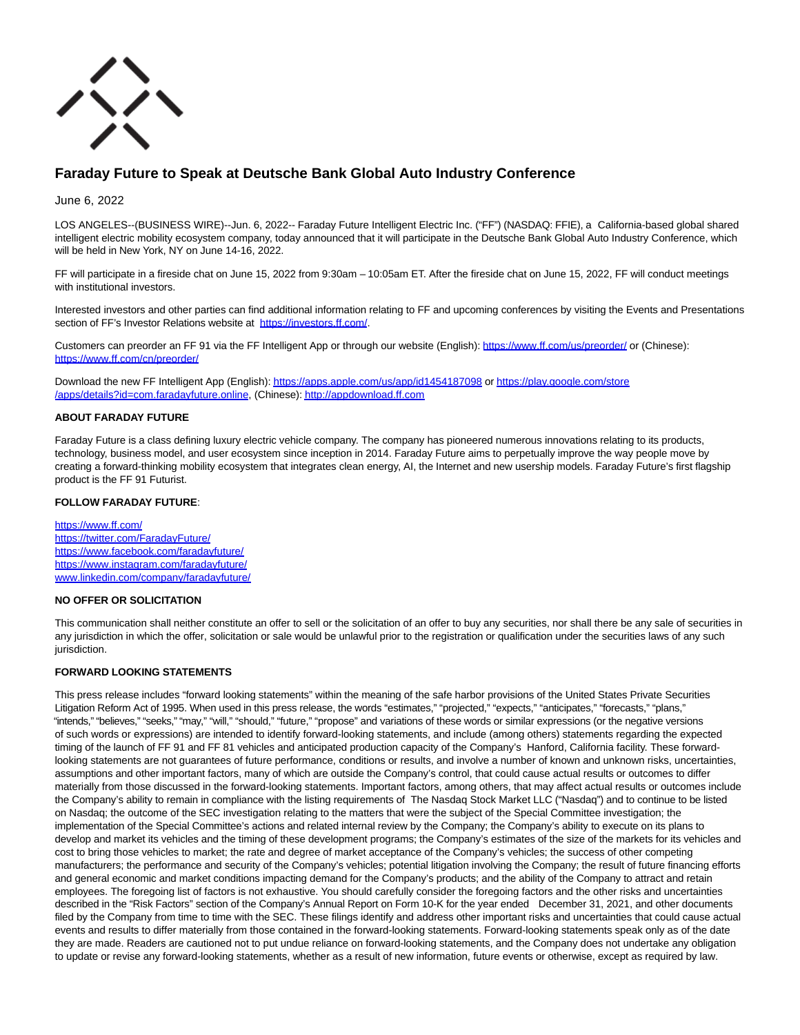# Faraday Future to Speak at Deutsche Bank Global Auto Industry Conference

June 6, 2022

LOS ANGELES--(BUSINESS WIRE)--Jun. 6, 2022-- Faraday Future Intelligent Electric Inc. ("FF") (NASDAQ: FFIE), a California-based global shared intelligent electric mobility ecosystem company, today announced that it will participate in the Deutsche Bank Global Auto Industry Conference, which will be held in New York, NY on June 14-16, 2022.

FF will participate in a fireside chat on June 15, 2022 from 9:30am – 10:05am ET. After the fireside chat on June 15, 2022, FF will conduct meetings with institutional investors.

Interested investors and other parties can find additional information relating to FF and upcoming conferences by visiting the Events and Presentations section of FF's Investor Relations website at https://investors.ff.com/.

Customers can preorder an FF 91 via the FF Intelligent App or through our website (English): https://www.ff.com/us/preorder/ or (Chinese): https://www.ff.com/cn/preorder/

Download the new FF Intelligent App (English): https://apps.apple.com/us/app/id1454187098 or https://play.google.com/store/apps/details?id=com.faradayfuture.online, (Chinese): http://appdownload.ff.com

**ABOUT FARADAY FUTURE**

Faraday Future is a class defining luxury electric vehicle company. The company has pioneered numerous innovations relating to its products, technology, business model, and user ecosystem since inception in 2014. Faraday Future aims to perpetually improve the way people move by creating a forward-thinking mobility ecosystem that integrates clean energy, AI, the Internet and new usership models. Faraday Future's first flagship product is the FF 91 Futurist.

**FOLLOW FARADAY FUTURE**:

https://www.ff.com/
https://twitter.com/FaradayFuture/
https://www.facebook.com/faradayfuture/
https://www.instagram.com/faradayfuture/
www.linkedin.com/company/faradayfuture/

**NO OFFER OR SOLICITATION**

This communication shall neither constitute an offer to sell or the solicitation of an offer to buy any securities, nor shall there be any sale of securities in any jurisdiction in which the offer, solicitation or sale would be unlawful prior to the registration or qualification under the securities laws of any such jurisdiction.

**FORWARD LOOKING STATEMENTS**

This press release includes "forward looking statements" within the meaning of the safe harbor provisions of the United States Private Securities Litigation Reform Act of 1995. When used in this press release, the words "estimates," "projected," "expects," "anticipates," "forecasts," "plans," "intends," "believes," "seeks," "may," "will," "should," "future," "propose" and variations of these words or similar expressions (or the negative versions of such words or expressions) are intended to identify forward-looking statements, and include (among others) statements regarding the expected timing of the launch of FF 91 and FF 81 vehicles and anticipated production capacity of the Company's Hanford, California facility. These forward-looking statements are not guarantees of future performance, conditions or results, and involve a number of known and unknown risks, uncertainties, assumptions and other important factors, many of which are outside the Company's control, that could cause actual results or outcomes to differ materially from those discussed in the forward-looking statements. Important factors, among others, that may affect actual results or outcomes include the Company's ability to remain in compliance with the listing requirements of The Nasdaq Stock Market LLC ("Nasdaq") and to continue to be listed on Nasdaq; the outcome of the SEC investigation relating to the matters that were the subject of the Special Committee investigation; the implementation of the Special Committee's actions and related internal review by the Company; the Company's ability to execute on its plans to develop and market its vehicles and the timing of these development programs; the Company's estimates of the size of the markets for its vehicles and cost to bring those vehicles to market; the rate and degree of market acceptance of the Company's vehicles; the success of other competing manufacturers; the performance and security of the Company's vehicles; potential litigation involving the Company; the result of future financing efforts and general economic and market conditions impacting demand for the Company's products; and the ability of the Company to attract and retain employees. The foregoing list of factors is not exhaustive. You should carefully consider the foregoing factors and the other risks and uncertainties described in the "Risk Factors" section of the Company's Annual Report on Form 10-K for the year ended December 31, 2021, and other documents filed by the Company from time to time with the SEC. These filings identify and address other important risks and uncertainties that could cause actual events and results to differ materially from those contained in the forward-looking statements. Forward-looking statements speak only as of the date they are made. Readers are cautioned not to put undue reliance on forward-looking statements, and the Company does not undertake any obligation to update or revise any forward-looking statements, whether as a result of new information, future events or otherwise, except as required by law.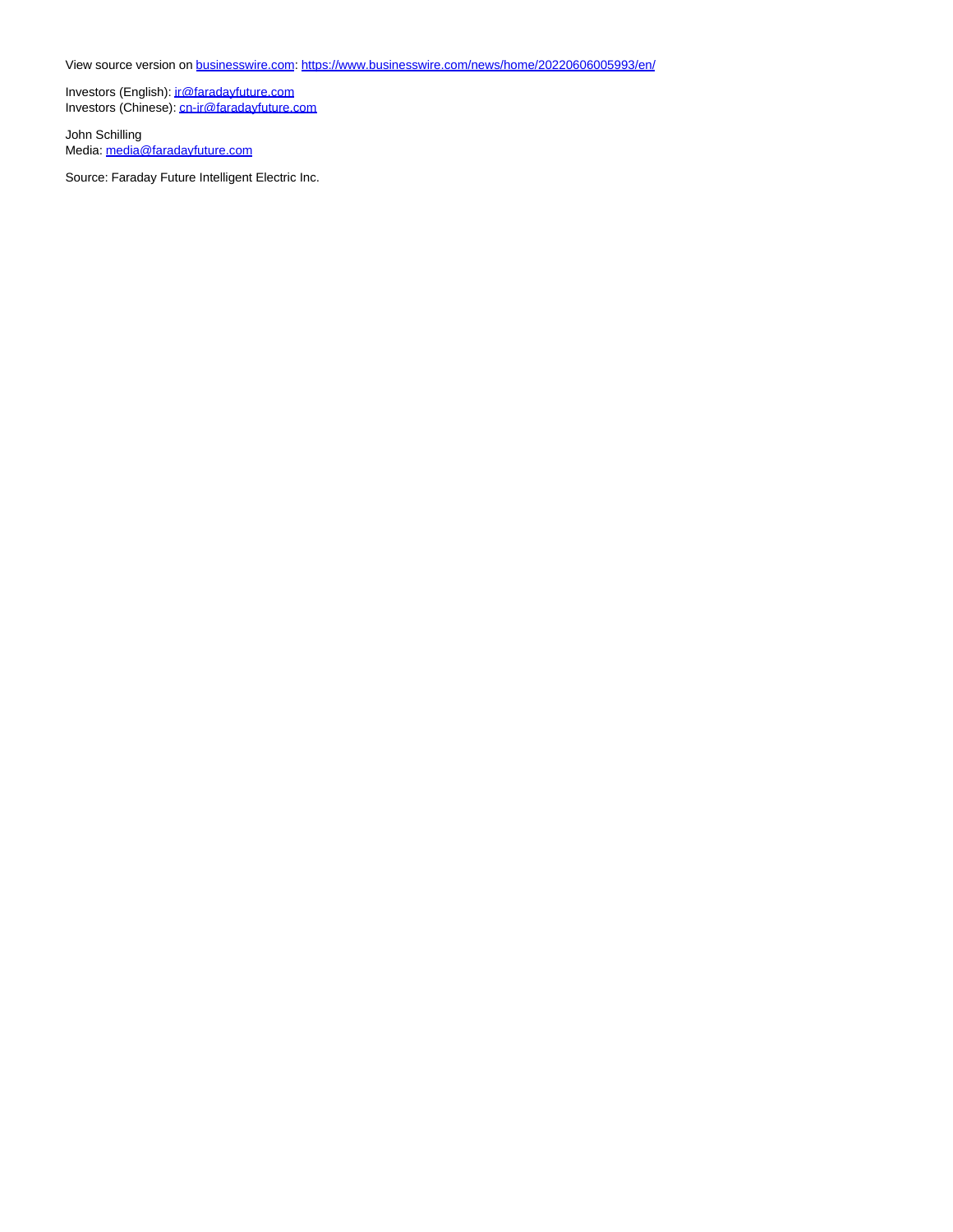View source version on businesswire.com: https://www.businesswire.com/news/home/20220606005993/en/

Investors (English): ir@faradayfuture.com
Investors (Chinese): cn-ir@faradayfuture.com

John Schilling
Media: media@faradayfuture.com

Source: Faraday Future Intelligent Electric Inc.